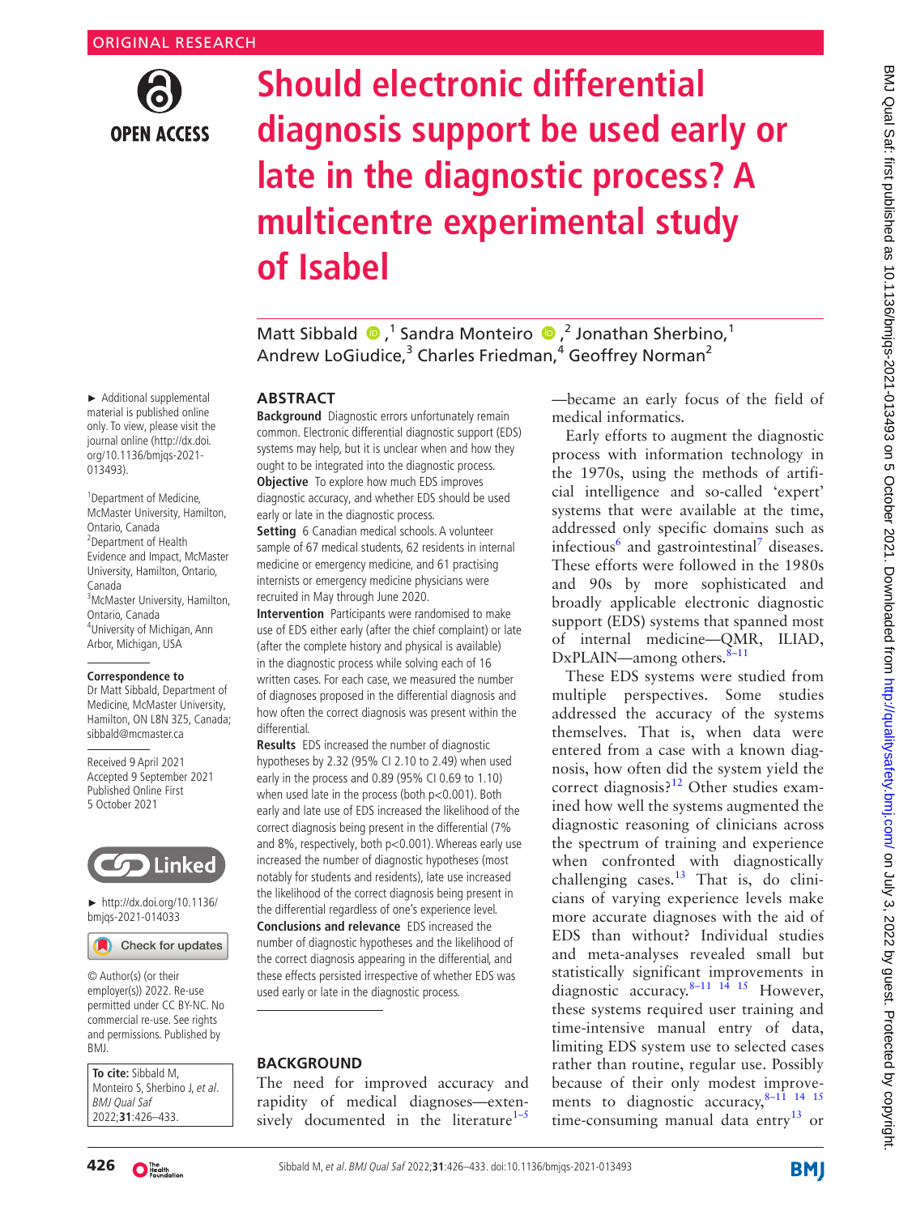ORIGINAL RESEARCH

# Should electronic differential diagnosis support be used early or late in the diagnostic process? A multicentre experimental study of Isabel

Matt Sibbald [1], Sandra Monteiro [2], Jonathan Sherbino [1], Andrew LoGiudice [3], Charles Friedman [4], Geoffrey Norman [2]

► Additional supplemental material is published online only. To view, please visit the journal online (http://dx.doi.org/10.1136/bmjqs-2021-013493).

[1]Department of Medicine, McMaster University, Hamilton, Ontario, Canada
[2]Department of Health Evidence and Impact, McMaster University, Hamilton, Ontario, Canada
[3]McMaster University, Hamilton, Ontario, Canada
[4]University of Michigan, Ann Arbor, Michigan, USA

**Correspondence to**
Dr Matt Sibbald, Department of Medicine, McMaster University, Hamilton, ON L8N 3Z5, Canada; sibbald@mcmaster.ca

Received 9 April 2021
Accepted 9 September 2021
Published Online First 5 October 2021

► http://dx.doi.org/10.1136/bmjqs-2021-014033

© Author(s) (or their employer(s)) 2022. Re-use permitted under CC BY-NC. No commercial re-use. See rights and permissions. Published by BMJ.

**To cite:** Sibbald M, Monteiro S, Sherbino J, *et al*. *BMJ Qual Saf* 2022;**31**:426–433.

## ABSTRACT

**Background** Diagnostic errors unfortunately remain common. Electronic differential diagnostic support (EDS) systems may help, but it is unclear when and how they ought to be integrated into the diagnostic process.

**Objective** To explore how much EDS improves diagnostic accuracy, and whether EDS should be used early or late in the diagnostic process.

**Setting** 6 Canadian medical schools. A volunteer sample of 67 medical students, 62 residents in internal medicine or emergency medicine, and 61 practising internists or emergency medicine physicians were recruited in May through June 2020.

**Intervention** Participants were randomised to make use of EDS either early (after the chief complaint) or late (after the complete history and physical is available) in the diagnostic process while solving each of 16 written cases. For each case, we measured the number of diagnoses proposed in the differential diagnosis and how often the correct diagnosis was present within the differential.

**Results** EDS increased the number of diagnostic hypotheses by 2.32 (95% CI 2.10 to 2.49) when used early in the process and 0.89 (95% CI 0.69 to 1.10) when used late in the process (both p<0.001). Both early and late use of EDS increased the likelihood of the correct diagnosis being present in the differential (7% and 8%, respectively, both p<0.001). Whereas early use increased the number of diagnostic hypotheses (most notably for students and residents), late use increased the likelihood of the correct diagnosis being present in the differential regardless of one's experience level.

**Conclusions and relevance** EDS increased the number of diagnostic hypotheses and the likelihood of the correct diagnosis appearing in the differential, and these effects persisted irrespective of whether EDS was used early or late in the diagnostic process.

## BACKGROUND

The need for improved accuracy and rapidity of medical diagnoses—extensively documented in the literature[1–5]—became an early focus of the field of medical informatics.

Early efforts to augment the diagnostic process with information technology in the 1970s, using the methods of artificial intelligence and so-called 'expert' systems that were available at the time, addressed only specific domains such as infectious[6] and gastrointestinal[7] diseases. These efforts were followed in the 1980s and 90s by more sophisticated and broadly applicable electronic diagnostic support (EDS) systems that spanned most of internal medicine—QMR, ILIAD, DxPLAIN—among others.[8–11]

These EDS systems were studied from multiple perspectives. Some studies addressed the accuracy of the systems themselves. That is, when data were entered from a case with a known diagnosis, how often did the system yield the correct diagnosis?[12] Other studies examined how well the systems augmented the diagnostic reasoning of clinicians across the spectrum of training and experience when confronted with diagnostically challenging cases.[13] That is, do clinicians of varying experience levels make more accurate diagnoses with the aid of EDS than without? Individual studies and meta-analyses revealed small but statistically significant improvements in diagnostic accuracy.[8–11 14 15] However, these systems required user training and time-intensive manual entry of data, limiting EDS system use to selected cases rather than routine, regular use. Possibly because of their only modest improvements to diagnostic accuracy,[8–11 14 15] time-consuming manual data entry[13] or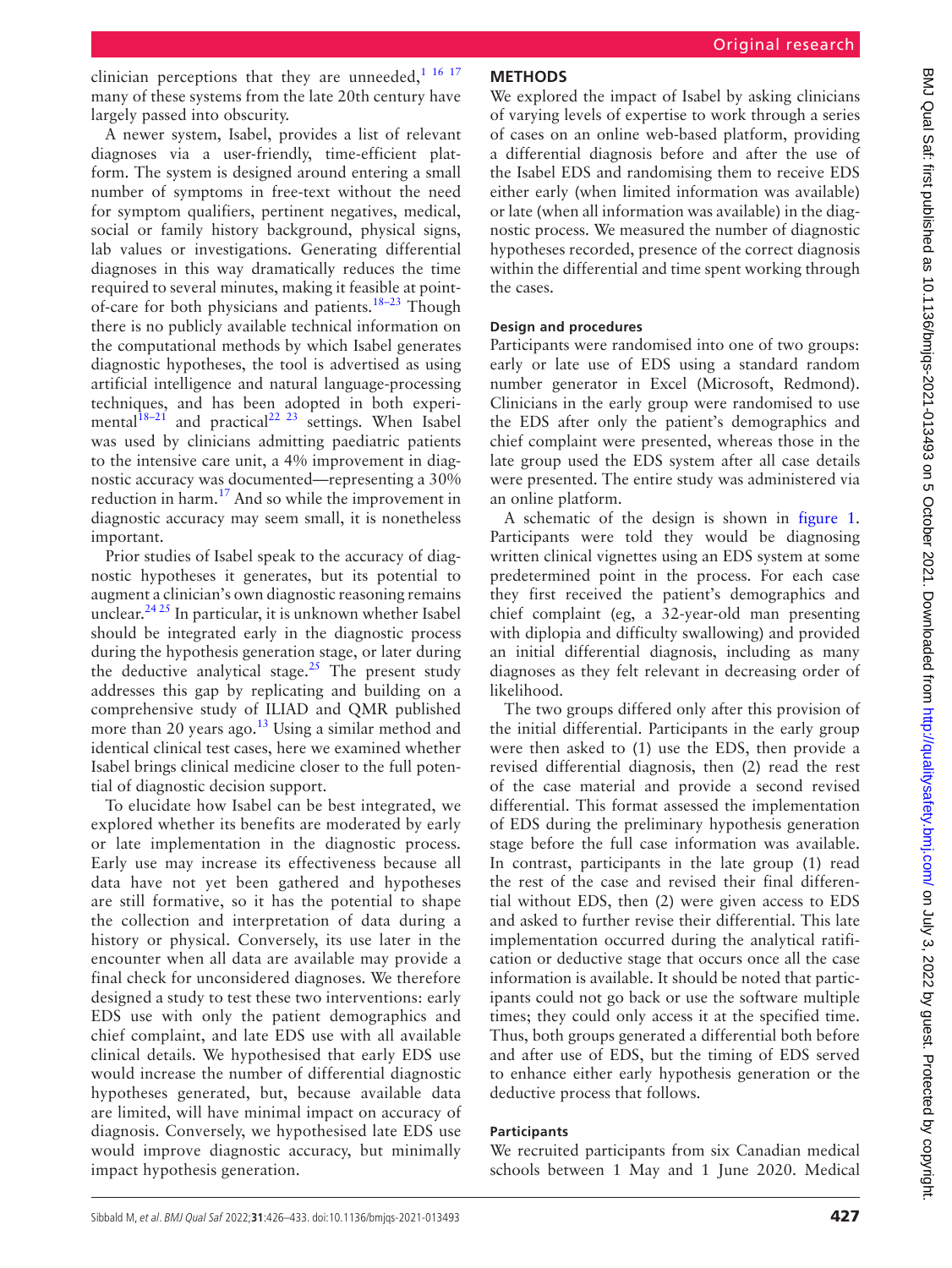clinician perceptions that they are unneeded,[1 16 17] many of these systems from the late 20th century have largely passed into obscurity.

A newer system, Isabel, provides a list of relevant diagnoses via a user-friendly, time-efficient platform. The system is designed around entering a small number of symptoms in free-text without the need for symptom qualifiers, pertinent negatives, medical, social or family history background, physical signs, lab values or investigations. Generating differential diagnoses in this way dramatically reduces the time required to several minutes, making it feasible at point-of-care for both physicians and patients.[18–23] Though there is no publicly available technical information on the computational methods by which Isabel generates diagnostic hypotheses, the tool is advertised as using artificial intelligence and natural language-processing techniques, and has been adopted in both experimental[18–21] and practical[22 23] settings. When Isabel was used by clinicians admitting paediatric patients to the intensive care unit, a 4% improvement in diagnostic accuracy was documented—representing a 30% reduction in harm.[17] And so while the improvement in diagnostic accuracy may seem small, it is nonetheless important.

Prior studies of Isabel speak to the accuracy of diagnostic hypotheses it generates, but its potential to augment a clinician's own diagnostic reasoning remains unclear.[24 25] In particular, it is unknown whether Isabel should be integrated early in the diagnostic process during the hypothesis generation stage, or later during the deductive analytical stage.[25] The present study addresses this gap by replicating and building on a comprehensive study of ILIAD and QMR published more than 20 years ago.[13] Using a similar method and identical clinical test cases, here we examined whether Isabel brings clinical medicine closer to the full potential of diagnostic decision support.

To elucidate how Isabel can be best integrated, we explored whether its benefits are moderated by early or late implementation in the diagnostic process. Early use may increase its effectiveness because all data have not yet been gathered and hypotheses are still formative, so it has the potential to shape the collection and interpretation of data during a history or physical. Conversely, its use later in the encounter when all data are available may provide a final check for unconsidered diagnoses. We therefore designed a study to test these two interventions: early EDS use with only the patient demographics and chief complaint, and late EDS use with all available clinical details. We hypothesised that early EDS use would increase the number of differential diagnostic hypotheses generated, but, because available data are limited, will have minimal impact on accuracy of diagnosis. Conversely, we hypothesised late EDS use would improve diagnostic accuracy, but minimally impact hypothesis generation.

## METHODS

We explored the impact of Isabel by asking clinicians of varying levels of expertise to work through a series of cases on an online web-based platform, providing a differential diagnosis before and after the use of the Isabel EDS and randomising them to receive EDS either early (when limited information was available) or late (when all information was available) in the diagnostic process. We measured the number of diagnostic hypotheses recorded, presence of the correct diagnosis within the differential and time spent working through the cases.

### Design and procedures

Participants were randomised into one of two groups: early or late use of EDS using a standard random number generator in Excel (Microsoft, Redmond). Clinicians in the early group were randomised to use the EDS after only the patient's demographics and chief complaint were presented, whereas those in the late group used the EDS system after all case details were presented. The entire study was administered via an online platform.

A schematic of the design is shown in figure 1. Participants were told they would be diagnosing written clinical vignettes using an EDS system at some predetermined point in the process. For each case they first received the patient's demographics and chief complaint (eg, a 32-year-old man presenting with diplopia and difficulty swallowing) and provided an initial differential diagnosis, including as many diagnoses as they felt relevant in decreasing order of likelihood.

The two groups differed only after this provision of the initial differential. Participants in the early group were then asked to (1) use the EDS, then provide a revised differential diagnosis, then (2) read the rest of the case material and provide a second revised differential. This format assessed the implementation of EDS during the preliminary hypothesis generation stage before the full case information was available. In contrast, participants in the late group (1) read the rest of the case and revised their final differential without EDS, then (2) were given access to EDS and asked to further revise their differential. This late implementation occurred during the analytical ratification or deductive stage that occurs once all the case information is available. It should be noted that participants could not go back or use the software multiple times; they could only access it at the specified time. Thus, both groups generated a differential both before and after use of EDS, but the timing of EDS served to enhance either early hypothesis generation or the deductive process that follows.

### Participants

We recruited participants from six Canadian medical schools between 1 May and 1 June 2020. Medical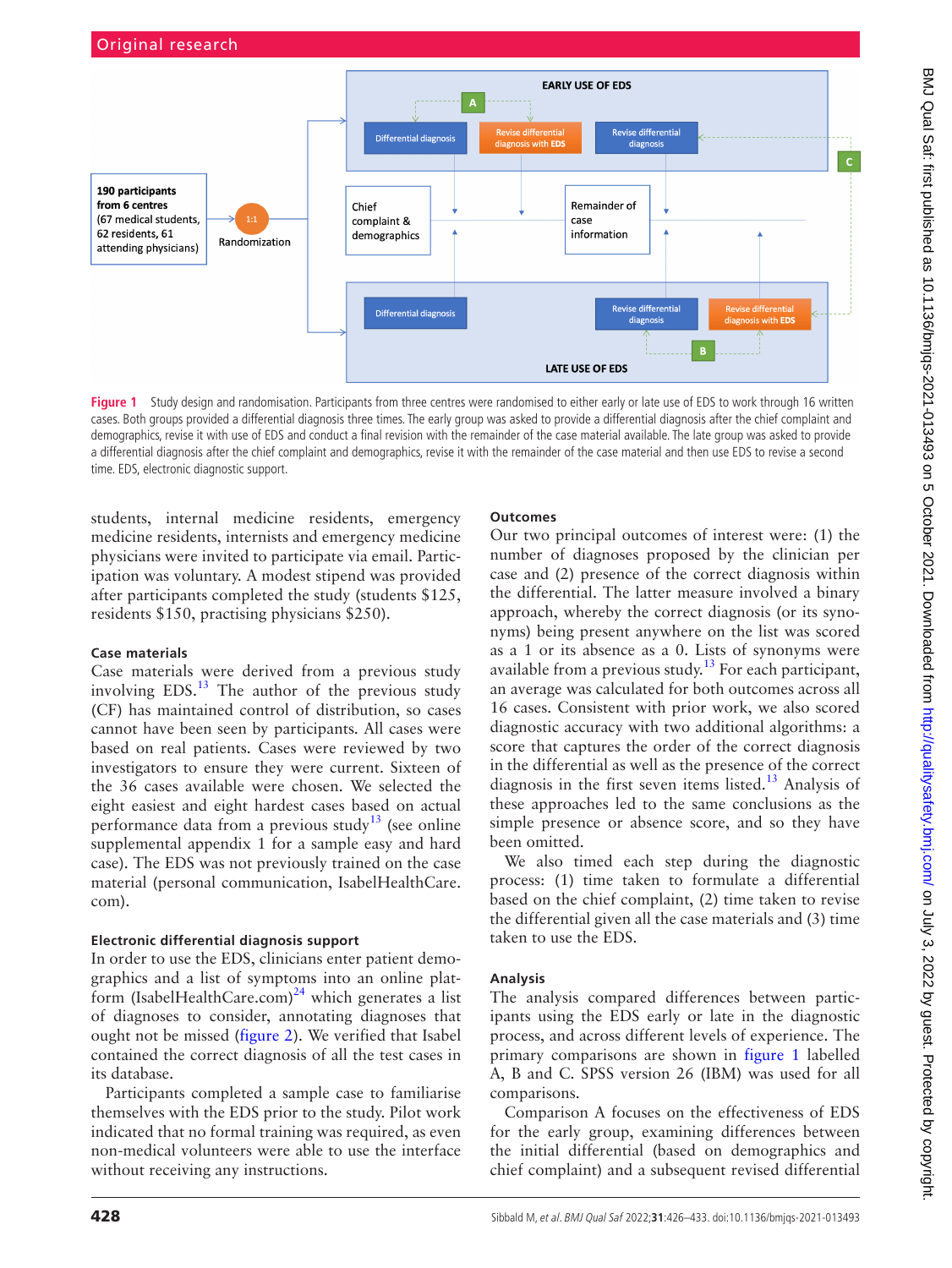Figure 1 Study design and randomisation. Participants from three centres were randomised to either early or late use of EDS to work through 16 written cases. Both groups provided a differential diagnosis three times. The early group was asked to provide a differential diagnosis after the chief complaint and demographics, revise it with use of EDS and conduct a final revision with the remainder of the case material available. The late group was asked to provide a differential diagnosis after the chief complaint and demographics, revise it with the remainder of the case material and then use EDS to revise a second time. EDS, electronic diagnostic support.

students, internal medicine residents, emergency medicine residents, internists and emergency medicine physicians were invited to participate via email. Participation was voluntary. A modest stipend was provided after participants completed the study (students $125, residents $150, practising physicians $250).

### Case materials

Case materials were derived from a previous study involving EDS.[13] The author of the previous study (CF) has maintained control of distribution, so cases cannot have been seen by participants. All cases were based on real patients. Cases were reviewed by two investigators to ensure they were current. Sixteen of the 36 cases available were chosen. We selected the eight easiest and eight hardest cases based on actual performance data from a previous study[13] (see online supplemental appendix 1 for a sample easy and hard case). The EDS was not previously trained on the case material (personal communication, IsabelHealthCare.com).

### Electronic differential diagnosis support

In order to use the EDS, clinicians enter patient demographics and a list of symptoms into an online platform (IsabelHealthCare.com)[24] which generates a list of diagnoses to consider, annotating diagnoses that ought not be missed (figure 2). We verified that Isabel contained the correct diagnosis of all the test cases in its database.

Participants completed a sample case to familiarise themselves with the EDS prior to the study. Pilot work indicated that no formal training was required, as even non-medical volunteers were able to use the interface without receiving any instructions.

### Outcomes

Our two principal outcomes of interest were: (1) the number of diagnoses proposed by the clinician per case and (2) presence of the correct diagnosis within the differential. The latter measure involved a binary approach, whereby the correct diagnosis (or its synonyms) being present anywhere on the list was scored as a 1 or its absence as a 0. Lists of synonyms were available from a previous study.[13] For each participant, an average was calculated for both outcomes across all 16 cases. Consistent with prior work, we also scored diagnostic accuracy with two additional algorithms: a score that captures the order of the correct diagnosis in the differential as well as the presence of the correct diagnosis in the first seven items listed.[13] Analysis of these approaches led to the same conclusions as the simple presence or absence score, and so they have been omitted.

We also timed each step during the diagnostic process: (1) time taken to formulate a differential based on the chief complaint, (2) time taken to revise the differential given all the case materials and (3) time taken to use the EDS.

### Analysis

The analysis compared differences between participants using the EDS early or late in the diagnostic process, and across different levels of experience. The primary comparisons are shown in figure 1 labelled A, B and C. SPSS version 26 (IBM) was used for all comparisons.

Comparison A focuses on the effectiveness of EDS for the early group, examining differences between the initial differential (based on demographics and chief complaint) and a subsequent revised differential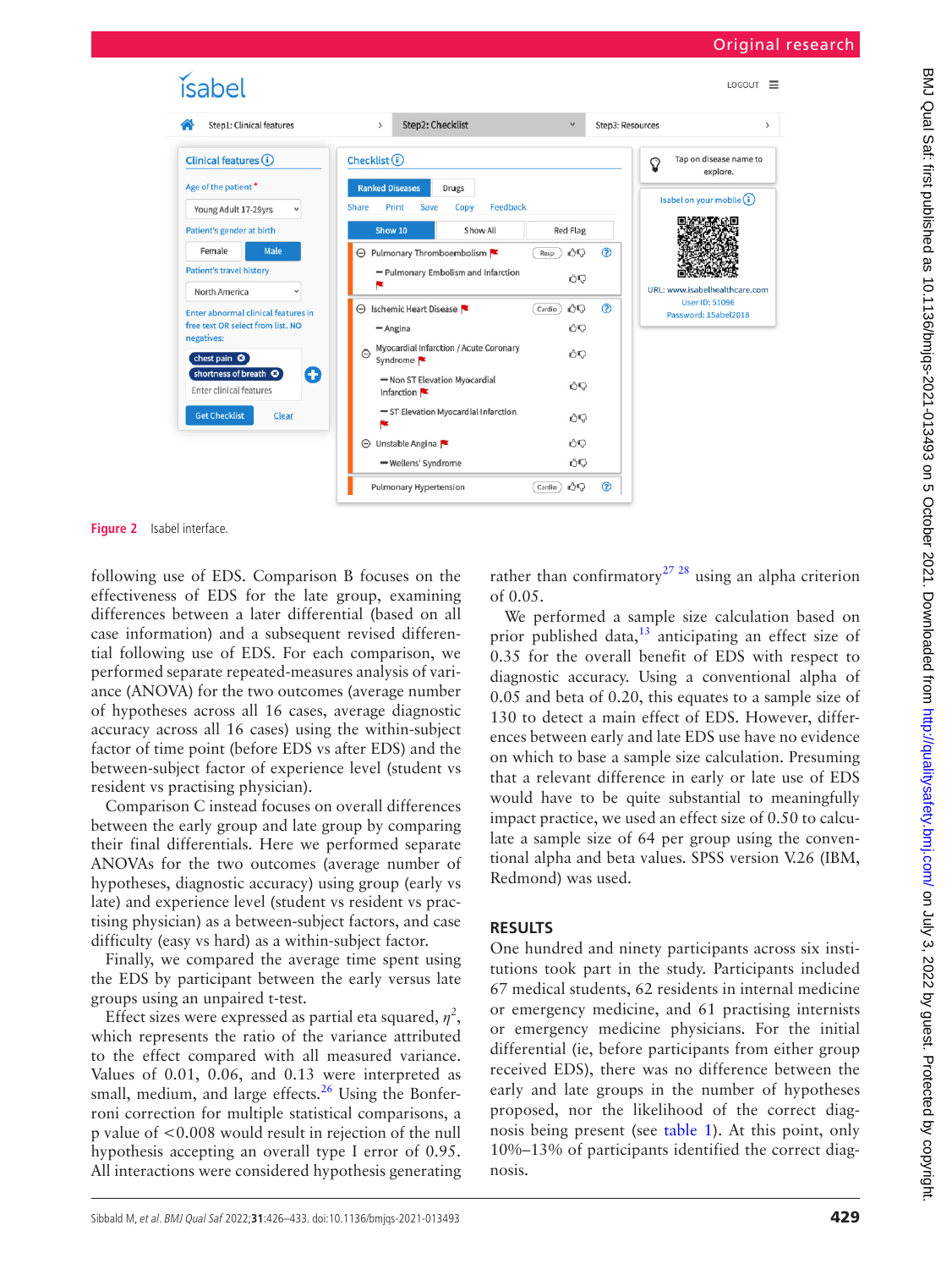Figure 2 Isabel interface.

following use of EDS. Comparison B focuses on the effectiveness of EDS for the late group, examining differences between a later differential (based on all case information) and a subsequent revised differential following use of EDS. For each comparison, we performed separate repeated-measures analysis of variance (ANOVA) for the two outcomes (average number of hypotheses across all 16 cases, average diagnostic accuracy across all 16 cases) using the within-subject factor of time point (before EDS vs after EDS) and the between-subject factor of experience level (student vs resident vs practising physician).

Comparison C instead focuses on overall differences between the early group and late group by comparing their final differentials. Here we performed separate ANOVAs for the two outcomes (average number of hypotheses, diagnostic accuracy) using group (early vs late) and experience level (student vs resident vs practising physician) as a between-subject factors, and case difficulty (easy vs hard) as a within-subject factor.

Finally, we compared the average time spent using the EDS by participant between the early versus late groups using an unpaired t-test.

Effect sizes were expressed as partial eta squared, $\eta^2$, which represents the ratio of the variance attributed to the effect compared with all measured variance. Values of 0.01, 0.06, and 0.13 were interpreted as small, medium, and large effects.[26] Using the Bonferroni correction for multiple statistical comparisons, a p value of $<0.008$ would result in rejection of the null hypothesis accepting an overall type I error of 0.95. All interactions were considered hypothesis generating rather than confirmatory[27,28] using an alpha criterion of 0.05.

We performed a sample size calculation based on prior published data,[13] anticipating an effect size of 0.35 for the overall benefit of EDS with respect to diagnostic accuracy. Using a conventional alpha of 0.05 and beta of 0.20, this equates to a sample size of 130 to detect a main effect of EDS. However, differences between early and late EDS use have no evidence on which to base a sample size calculation. Presuming that a relevant difference in early or late use of EDS would have to be quite substantial to meaningfully impact practice, we used an effect size of 0.50 to calculate a sample size of 64 per group using the conventional alpha and beta values. SPSS version V.26 (IBM, Redmond) was used.

## RESULTS

One hundred and ninety participants across six institutions took part in the study. Participants included 67 medical students, 62 residents in internal medicine or emergency medicine, and 61 practising internists or emergency medicine physicians. For the initial differential (ie, before participants from either group received EDS), there was no difference between the early and late groups in the number of hypotheses proposed, nor the likelihood of the correct diagnosis being present (see table 1). At this point, only 10%–13% of participants identified the correct diagnosis.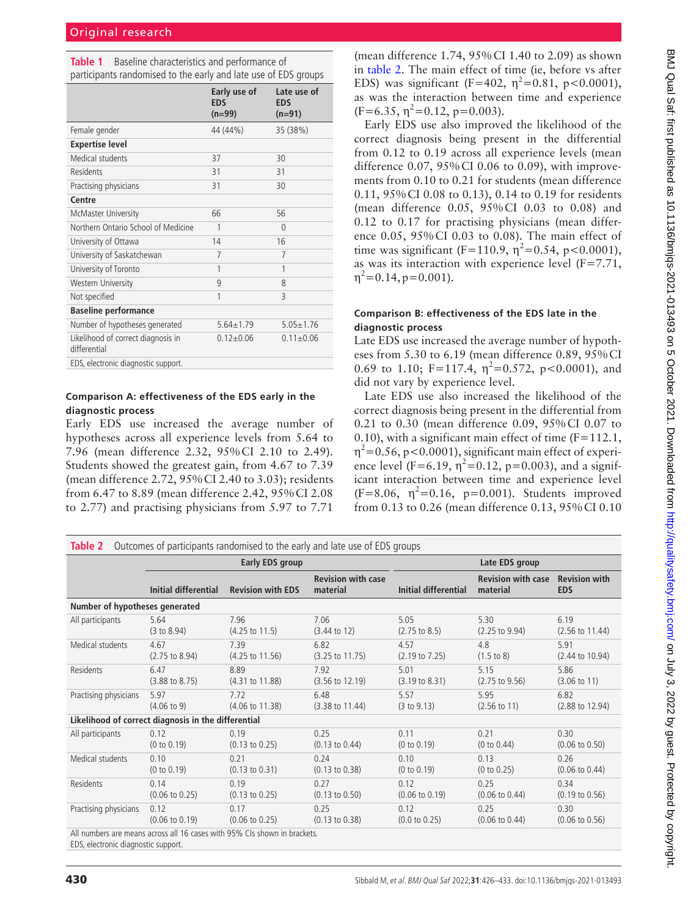**Table 1** Baseline characteristics and performance of participants randomised to the early and late use of EDS groups

| | Early use of EDS (n=99) | Late use of EDS (n=91) |
|---|---|---|
| Female gender | 44 (44%) | 35 (38%) |
| **Expertise level** | | |
| Medical students | 37 | 30 |
| Residents | 31 | 31 |
| Practising physicians | 31 | 30 |
| **Centre** | | |
| McMaster University | 66 | 56 |
| Northern Ontario School of Medicine | 1 | 0 |
| University of Ottawa | 14 | 16 |
| University of Saskatchewan | 7 | 7 |
| University of Toronto | 1 | 1 |
| Western University | 9 | 8 |
| Not specified | 1 | 3 |
| **Baseline performance** | | |
| Number of hypotheses generated | 5.64±1.79 | 5.05±1.76 |
| Likelihood of correct diagnosis in differential | 0.12±0.06 | 0.11±0.06 |

EDS, electronic diagnostic support.

### Comparison A: effectiveness of the EDS early in the diagnostic process

Early EDS use increased the average number of hypotheses across all experience levels from 5.64 to 7.96 (mean difference 2.32, 95% CI 2.10 to 2.49). Students showed the greatest gain, from 4.67 to 7.39 (mean difference 2.72, 95% CI 2.40 to 3.03); residents from 6.47 to 8.89 (mean difference 2.42, 95% CI 2.08 to 2.77) and practising physicians from 5.97 to 7.71 (mean difference 1.74, 95% CI 1.40 to 2.09) as shown in table 2. The main effect of time (ie, before vs after EDS) was significant (F=402, $\eta^2$=0.81, p<0.0001), as was the interaction between time and experience (F=6.35, $\eta^2$=0.12, p=0.003).

Early EDS use also improved the likelihood of the correct diagnosis being present in the differential from 0.12 to 0.19 across all experience levels (mean difference 0.07, 95% CI 0.06 to 0.09), with improvements from 0.10 to 0.21 for students (mean difference 0.11, 95% CI 0.08 to 0.13), 0.14 to 0.19 for residents (mean difference 0.05, 95% CI 0.03 to 0.08) and 0.12 to 0.17 for practising physicians (mean difference 0.05, 95% CI 0.03 to 0.08). The main effect of time was significant (F=110.9, $\eta^2$=0.54, p<0.0001), as was its interaction with experience level (F=7.71, $\eta^2$=0.14, p=0.001).

### Comparison B: effectiveness of the EDS late in the diagnostic process

Late EDS use increased the average number of hypotheses from 5.30 to 6.19 (mean difference 0.89, 95% CI 0.69 to 1.10; F=117.4, $\eta^2$=0.572, p<0.0001), and did not vary by experience level.

Late EDS use also increased the likelihood of the correct diagnosis being present in the differential from 0.21 to 0.30 (mean difference 0.09, 95% CI 0.07 to 0.10), with a significant main effect of time (F=112.1, $\eta^2$=0.56, p<0.0001), significant main effect of experience level (F=6.19, $\eta^2$=0.12, p=0.003), and a significant interaction between time and experience level (F=8.06, $\eta^2$=0.16, p=0.001). Students improved from 0.13 to 0.26 (mean difference 0.13, 95% CI 0.10

**Table 2** Outcomes of participants randomised to the early and late use of EDS groups

| | Early EDS group | | | Late EDS group | | |
|---|---|---|---|---|---|---|
| | Initial differential | Revision with EDS | Revision with case material | Initial differential | Revision with case material | Revision with EDS |
| **Number of hypotheses generated** | | | | | | |
| All participants | 5.64 (3 to 8.94) | 7.96 (4.25 to 11.5) | 7.06 (3.44 to 12) | 5.05 (2.75 to 8.5) | 5.30 (2.25 to 9.94) | 6.19 (2.56 to 11.44) |
| Medical students | 4.67 (2.75 to 8.94) | 7.39 (4.25 to 11.56) | 6.82 (3.25 to 11.75) | 4.57 (2.19 to 7.25) | 4.8 (1.5 to 8) | 5.91 (2.44 to 10.94) |
| Residents | 6.47 (3.88 to 8.75) | 8.89 (4.31 to 11.88) | 7.92 (3.56 to 12.19) | 5.01 (3.19 to 8.31) | 5.15 (2.75 to 9.56) | 5.86 (3.06 to 11) |
| Practising physicians | 5.97 (4.06 to 9) | 7.72 (4.06 to 11.38) | 6.48 (3.38 to 11.44) | 5.57 (3 to 9.13) | 5.95 (2.56 to 11) | 6.82 (2.88 to 12.94) |
| **Likelihood of correct diagnosis in the differential** | | | | | | |
| All participants | 0.12 (0 to 0.19) | 0.19 (0.13 to 0.25) | 0.25 (0.13 to 0.44) | 0.11 (0 to 0.19) | 0.21 (0 to 0.44) | 0.30 (0.06 to 0.50) |
| Medical students | 0.10 (0 to 0.19) | 0.21 (0.13 to 0.31) | 0.24 (0.13 to 0.38) | 0.10 (0 to 0.19) | 0.13 (0 to 0.25) | 0.26 (0.06 to 0.44) |
| Residents | 0.14 (0.06 to 0.25) | 0.19 (0.13 to 0.25) | 0.27 (0.13 to 0.50) | 0.12 (0.06 to 0.19) | 0.25 (0.06 to 0.44) | 0.34 (0.19 to 0.56) |
| Practising physicians | 0.12 (0.06 to 0.19) | 0.17 (0.06 to 0.25) | 0.25 (0.13 to 0.38) | 0.12 (0.0 to 0.25) | 0.25 (0.06 to 0.44) | 0.30 (0.06 to 0.56) |

All numbers are means across all 16 cases with 95% CIs shown in brackets.
EDS, electronic diagnostic support.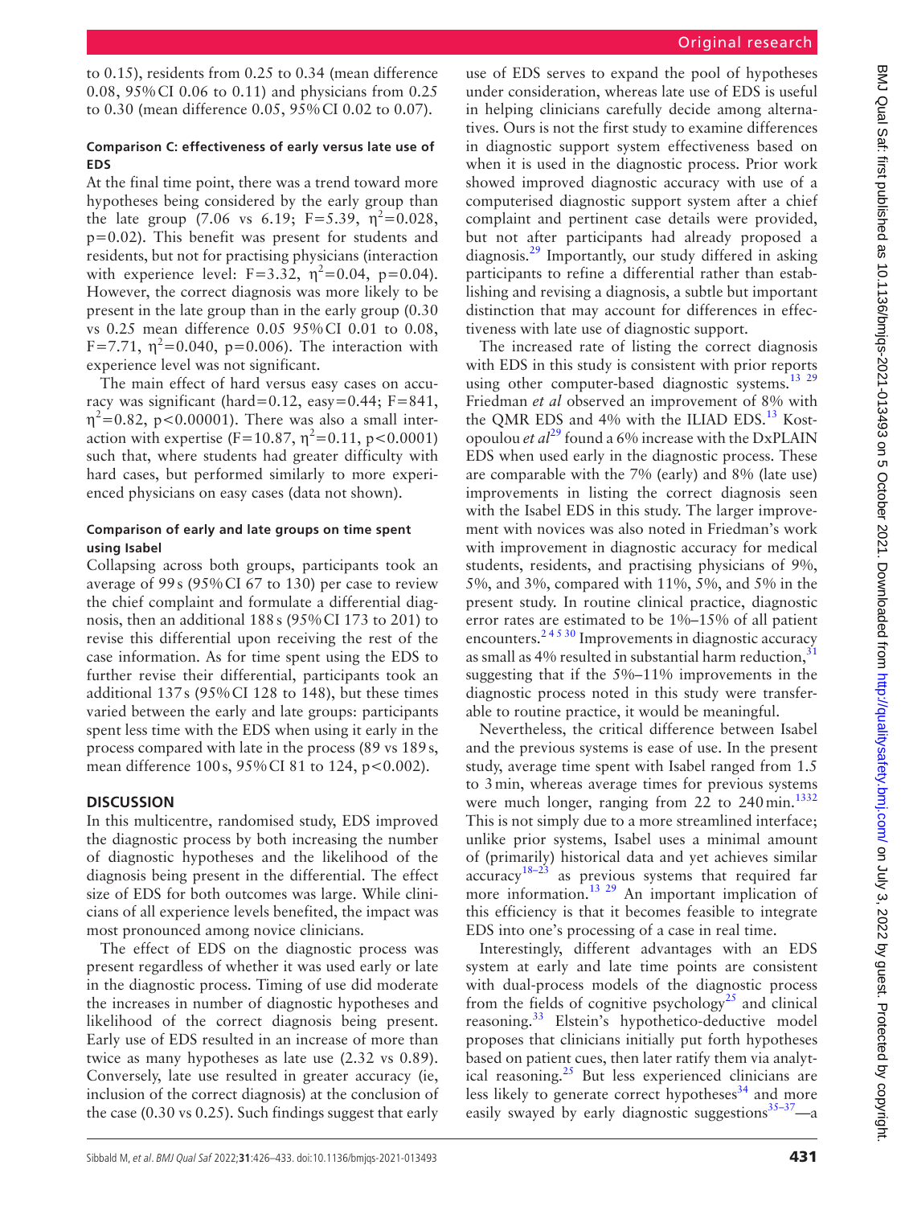to 0.15), residents from 0.25 to 0.34 (mean difference 0.08, 95% CI 0.06 to 0.11) and physicians from 0.25 to 0.30 (mean difference 0.05, 95% CI 0.02 to 0.07).

### Comparison C: effectiveness of early versus late use of EDS

At the final time point, there was a trend toward more hypotheses being considered by the early group than the late group (7.06 vs 6.19; F=5.39, $\eta^2$=0.028, p=0.02). This benefit was present for students and residents, but not for practising physicians (interaction with experience level: F=3.32, $\eta^2$=0.04, p=0.04). However, the correct diagnosis was more likely to be present in the late group than in the early group (0.30 vs 0.25 mean difference 0.05 95% CI 0.01 to 0.08, F=7.71, $\eta^2$=0.040, p=0.006). The interaction with experience level was not significant.

The main effect of hard versus easy cases on accuracy was significant (hard=0.12, easy=0.44; F=841, $\eta^2$=0.82, p<0.00001). There was also a small interaction with expertise (F=10.87, $\eta^2$=0.11, p<0.0001) such that, where students had greater difficulty with hard cases, but performed similarly to more experienced physicians on easy cases (data not shown).

### Comparison of early and late groups on time spent using Isabel

Collapsing across both groups, participants took an average of 99 s (95% CI 67 to 130) per case to review the chief complaint and formulate a differential diagnosis, then an additional 188 s (95% CI 173 to 201) to revise this differential upon receiving the rest of the case information. As for time spent using the EDS to further revise their differential, participants took an additional 137 s (95% CI 128 to 148), but these times varied between the early and late groups: participants spent less time with the EDS when using it early in the process compared with late in the process (89 vs 189 s, mean difference 100 s, 95% CI 81 to 124, p<0.002).

## DISCUSSION

In this multicentre, randomised study, EDS improved the diagnostic process by both increasing the number of diagnostic hypotheses and the likelihood of the diagnosis being present in the differential. The effect size of EDS for both outcomes was large. While clinicians of all experience levels benefited, the impact was most pronounced among novice clinicians.

The effect of EDS on the diagnostic process was present regardless of whether it was used early or late in the diagnostic process. Timing of use did moderate the increases in number of diagnostic hypotheses and likelihood of the correct diagnosis being present. Early use of EDS resulted in an increase of more than twice as many hypotheses as late use (2.32 vs 0.89). Conversely, late use resulted in greater accuracy (ie, inclusion of the correct diagnosis) at the conclusion of the case (0.30 vs 0.25). Such findings suggest that early use of EDS serves to expand the pool of hypotheses under consideration, whereas late use of EDS is useful in helping clinicians carefully decide among alternatives. Ours is not the first study to examine differences in diagnostic support system effectiveness based on when it is used in the diagnostic process. Prior work showed improved diagnostic accuracy with use of a computerised diagnostic support system after a chief complaint and pertinent case details were provided, but not after participants had already proposed a diagnosis.[29] Importantly, our study differed in asking participants to refine a differential rather than establishing and revising a diagnosis, a subtle but important distinction that may account for differences in effectiveness with late use of diagnostic support.

The increased rate of listing the correct diagnosis with EDS in this study is consistent with prior reports using other computer-based diagnostic systems.[13 29] Friedman *et al* observed an improvement of 8% with the QMR EDS and 4% with the ILIAD EDS.[13] Kostopoulou *et al*[29] found a 6% increase with the DxPLAIN EDS when used early in the diagnostic process. These are comparable with the 7% (early) and 8% (late use) improvements in listing the correct diagnosis seen with the Isabel EDS in this study. The larger improvement with novices was also noted in Friedman's work with improvement in diagnostic accuracy for medical students, residents, and practising physicians of 9%, 5%, and 3%, compared with 11%, 5%, and 5% in the present study. In routine clinical practice, diagnostic error rates are estimated to be 1%–15% of all patient encounters.[2 4 5 30] Improvements in diagnostic accuracy as small as 4% resulted in substantial harm reduction,[31] suggesting that if the 5%–11% improvements in the diagnostic process noted in this study were transferable to routine practice, it would be meaningful.

Nevertheless, the critical difference between Isabel and the previous systems is ease of use. In the present study, average time spent with Isabel ranged from 1.5 to 3 min, whereas average times for previous systems were much longer, ranging from 22 to 240 min.[13 32] This is not simply due to a more streamlined interface; unlike prior systems, Isabel uses a minimal amount of (primarily) historical data and yet achieves similar accuracy[18–23] as previous systems that required far more information.[13 29] An important implication of this efficiency is that it becomes feasible to integrate EDS into one's processing of a case in real time.

Interestingly, different advantages with an EDS system at early and late time points are consistent with dual-process models of the diagnostic process from the fields of cognitive psychology[25] and clinical reasoning.[33] Elstein's hypothetico-deductive model proposes that clinicians initially put forth hypotheses based on patient cues, then later ratify them via analytical reasoning.[25] But less experienced clinicians are less likely to generate correct hypotheses[34] and more easily swayed by early diagnostic suggestions[35–37]—a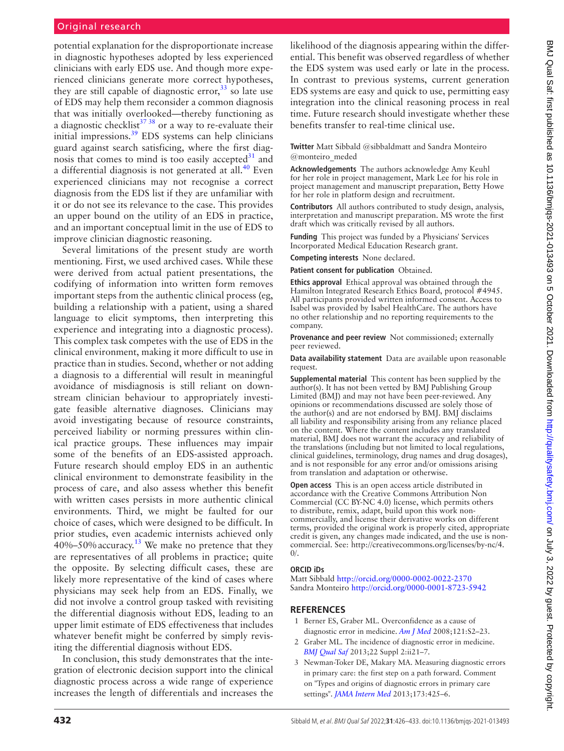potential explanation for the disproportionate increase in diagnostic hypotheses adopted by less experienced clinicians with early EDS use. And though more experienced clinicians generate more correct hypotheses, they are still capable of diagnostic error,[33] so late use of EDS may help them reconsider a common diagnosis that was initially overlooked—thereby functioning as a diagnostic checklist[37 38] or a way to re-evaluate their initial impressions.[39] EDS systems can help clinicians guard against search satisficing, where the first diagnosis that comes to mind is too easily accepted[31] and a differential diagnosis is not generated at all.[40] Even experienced clinicians may not recognise a correct diagnosis from the EDS list if they are unfamiliar with it or do not see its relevance to the case. This provides an upper bound on the utility of an EDS in practice, and an important conceptual limit in the use of EDS to improve clinician diagnostic reasoning.

Several limitations of the present study are worth mentioning. First, we used archived cases. While these were derived from actual patient presentations, the codifying of information into written form removes important steps from the authentic clinical process (eg, building a relationship with a patient, using a shared language to elicit symptoms, then interpreting this experience and integrating into a diagnostic process). This complex task competes with the use of EDS in the clinical environment, making it more difficult to use in practice than in studies. Second, whether or not adding a diagnosis to a differential will result in meaningful avoidance of misdiagnosis is still reliant on downstream clinician behaviour to appropriately investigate feasible alternative diagnoses. Clinicians may avoid investigating because of resource constraints, perceived liability or norming pressures within clinical practice groups. These influences may impair some of the benefits of an EDS-assisted approach. Future research should employ EDS in an authentic clinical environment to demonstrate feasibility in the process of care, and also assess whether this benefit with written cases persists in more authentic clinical environments. Third, we might be faulted for our choice of cases, which were designed to be difficult. In prior studies, even academic internists achieved only 40%–50% accuracy.[13] We make no pretence that they are representatives of all problems in practice; quite the opposite. By selecting difficult cases, these are likely more representative of the kind of cases where physicians may seek help from an EDS. Finally, we did not involve a control group tasked with revisiting the differential diagnosis without EDS, leading to an upper limit estimate of EDS effectiveness that includes whatever benefit might be conferred by simply revisiting the differential diagnosis without EDS.

In conclusion, this study demonstrates that the integration of electronic decision support into the clinical diagnostic process across a wide range of experience increases the length of differentials and increases the likelihood of the diagnosis appearing within the differential. This benefit was observed regardless of whether the EDS system was used early or late in the process. In contrast to previous systems, current generation EDS systems are easy and quick to use, permitting easy integration into the clinical reasoning process in real time. Future research should investigate whether these benefits transfer to real-time clinical use.

**Twitter** Matt Sibbald @sibbaldmatt and Sandra Monteiro @monteiro_meded

**Acknowledgements** The authors acknowledge Amy Keuhl for her role in project management, Mark Lee for his role in project management and manuscript preparation, Betty Howe for her role in platform design and recruitment.

**Contributors** All authors contributed to study design, analysis, interpretation and manuscript preparation. MS wrote the first draft which was critically revised by all authors.

**Funding** This project was funded by a Physicians' Services Incorporated Medical Education Research grant.

**Competing interests** None declared.

**Patient consent for publication** Obtained.

**Ethics approval** Ethical approval was obtained through the Hamilton Integrated Research Ethics Board, protocol #4945. All participants provided written informed consent. Access to Isabel was provided by Isabel HealthCare. The authors have no other relationship and no reporting requirements to the company.

**Provenance and peer review** Not commissioned; externally peer reviewed.

**Data availability statement** Data are available upon reasonable request.

**Supplemental material** This content has been supplied by the author(s). It has not been vetted by BMJ Publishing Group Limited (BMJ) and may not have been peer-reviewed. Any opinions or recommendations discussed are solely those of the author(s) and are not endorsed by BMJ. BMJ disclaims all liability and responsibility arising from any reliance placed on the content. Where the content includes any translated material, BMJ does not warrant the accuracy and reliability of the translations (including but not limited to local regulations, clinical guidelines, terminology, drug names and drug dosages), and is not responsible for any error and/or omissions arising from translation and adaptation or otherwise.

**Open access** This is an open access article distributed in accordance with the Creative Commons Attribution Non Commercial (CC BY-NC 4.0) license, which permits others to distribute, remix, adapt, build upon this work non-commercially, and license their derivative works on different terms, provided the original work is properly cited, appropriate credit is given, any changes made indicated, and the use is non-commercial. See: http://creativecommons.org/licenses/by-nc/4.0/.

**ORCID iDs**

Matt Sibbald http://orcid.org/0000-0002-0022-2370
Sandra Monteiro http://orcid.org/0000-0001-8723-5942

## REFERENCES

1. Berner ES, Graber ML. Overconfidence as a cause of diagnostic error in medicine. *Am J Med* 2008;121:S2–23.
2. Graber ML. The incidence of diagnostic error in medicine. *BMJ Qual Saf* 2013;22 Suppl 2:ii21–7.
3. Newman-Toker DE, Makary MA. Measuring diagnostic errors in primary care: the first step on a path forward. Comment on "Types and origins of diagnostic errors in primary care settings". *JAMA Intern Med* 2013;173:425–6.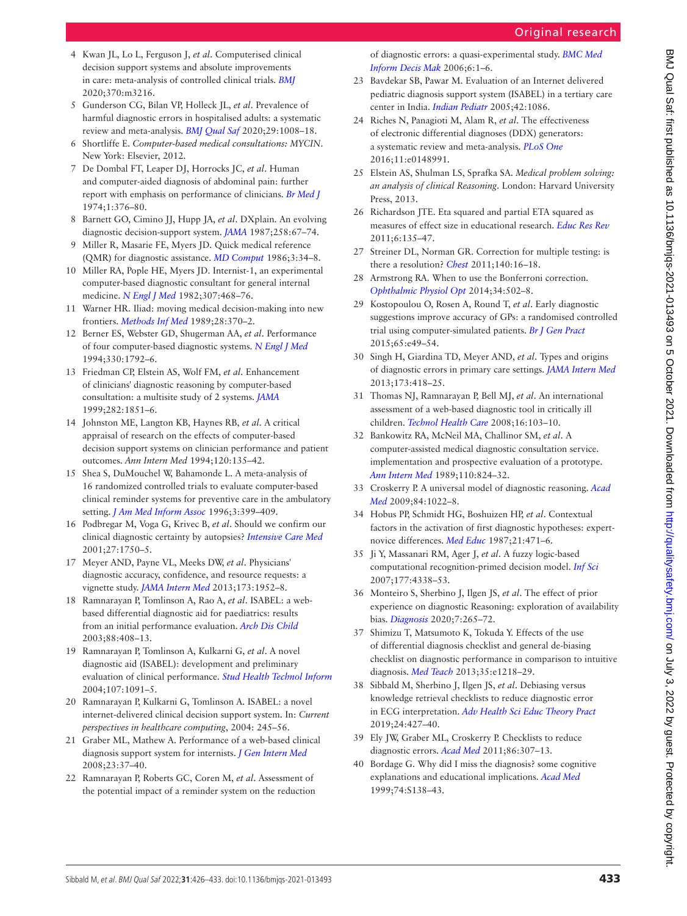4 Kwan JL, Lo L, Ferguson J, *et al*. Computerised clinical decision support systems and absolute improvements in care: meta-analysis of controlled clinical trials. *BMJ* 2020;370:m3216.

5 Gunderson CG, Bilan VP, Holleck JL, *et al*. Prevalence of harmful diagnostic errors in hospitalised adults: a systematic review and meta-analysis. *BMJ Qual Saf* 2020;29:1008–18.

6 Shortliffe E. *Computer-based medical consultations: MYCIN*. New York: Elsevier, 2012.

7 De Dombal FT, Leaper DJ, Horrocks JC, *et al*. Human and computer-aided diagnosis of abdominal pain: further report with emphasis on performance of clinicians. *Br Med J* 1974;1:376–80.

8 Barnett GO, Cimino JJ, Hupp JA, *et al*. DXplain. An evolving diagnostic decision-support system. *JAMA* 1987;258:67–74.

9 Miller R, Masarie FE, Myers JD. Quick medical reference (QMR) for diagnostic assistance. *MD Comput* 1986;3:34–8.

10 Miller RA, Pople HE, Myers JD. Internist-1, an experimental computer-based diagnostic consultant for general internal medicine. *N Engl J Med* 1982;307:468–76.

11 Warner HR. Iliad: moving medical decision-making into new frontiers. *Methods Inf Med* 1989;28:370–2.

12 Berner ES, Webster GD, Shugerman AA, *et al*. Performance of four computer-based diagnostic systems. *N Engl J Med* 1994;330:1792–6.

13 Friedman CP, Elstein AS, Wolf FM, *et al*. Enhancement of clinicians' diagnostic reasoning by computer-based consultation: a multisite study of 2 systems. *JAMA* 1999;282:1851–6.

14 Johnston ME, Langton KB, Haynes RB, *et al*. A critical appraisal of research on the effects of computer-based decision support systems on clinician performance and patient outcomes. *Ann Intern Med* 1994;120:135–42.

15 Shea S, DuMouchel W, Bahamonde L. A meta-analysis of 16 randomized controlled trials to evaluate computer-based clinical reminder systems for preventive care in the ambulatory setting. *J Am Med Inform Assoc* 1996;3:399–409.

16 Podbregar M, Voga G, Krivec B, *et al*. Should we confirm our clinical diagnostic certainty by autopsies? *Intensive Care Med* 2001;27:1750–5.

17 Meyer AND, Payne VL, Meeks DW, *et al*. Physicians' diagnostic accuracy, confidence, and resource requests: a vignette study. *JAMA Intern Med* 2013;173:1952–8.

18 Ramnarayan P, Tomlinson A, Rao A, *et al*. ISABEL: a web-based differential diagnostic aid for paediatrics: results from an initial performance evaluation. *Arch Dis Child* 2003;88:408–13.

19 Ramnarayan P, Tomlinson A, Kulkarni G, *et al*. A novel diagnostic aid (ISABEL): development and preliminary evaluation of clinical performance. *Stud Health Technol Inform* 2004;107:1091–5.

20 Ramnarayan P, Kulkarni G, Tomlinson A. ISABEL: a novel internet-delivered clinical decision support system. In: *Current perspectives in healthcare computing*, 2004: 245–56.

21 Graber ML, Mathew A. Performance of a web-based clinical diagnosis support system for internists. *J Gen Intern Med* 2008;23:37–40.

22 Ramnarayan P, Roberts GC, Coren M, *et al*. Assessment of the potential impact of a reminder system on the reduction of diagnostic errors: a quasi-experimental study. *BMC Med Inform Decis Mak* 2006;6:1–6.

23 Bavdekar SB, Pawar M. Evaluation of an Internet delivered pediatric diagnosis support system (ISABEL) in a tertiary care center in India. *Indian Pediatr* 2005;42:1086.

24 Riches N, Panagioti M, Alam R, *et al*. The effectiveness of electronic differential diagnoses (DDX) generators: a systematic review and meta-analysis. *PLoS One* 2016;11:e0148991.

25 Elstein AS, Shulman LS, Sprafka SA. *Medical problem solving: an analysis of clinical Reasoning*. London: Harvard University Press, 2013.

26 Richardson JTE. Eta squared and partial ETA squared as measures of effect size in educational research. *Educ Res Rev* 2011;6:135–47.

27 Streiner DL, Norman GR. Correction for multiple testing: is there a resolution? *Chest* 2011;140:16–18.

28 Armstrong RA. When to use the Bonferroni correction. *Ophthalmic Physiol Opt* 2014;34:502–8.

29 Kostopoulou O, Rosen A, Round T, *et al*. Early diagnostic suggestions improve accuracy of GPs: a randomised controlled trial using computer-simulated patients. *Br J Gen Pract* 2015;65:e49–54.

30 Singh H, Giardina TD, Meyer AND, *et al*. Types and origins of diagnostic errors in primary care settings. *JAMA Intern Med* 2013;173:418–25.

31 Thomas NJ, Ramnarayan P, Bell MJ, *et al*. An international assessment of a web-based diagnostic tool in critically ill children. *Technol Health Care* 2008;16:103–10.

32 Bankowitz RA, McNeil MA, Challinor SM, *et al*. A computer-assisted medical diagnostic consultation service. implementation and prospective evaluation of a prototype. *Ann Intern Med* 1989;110:824–32.

33 Croskerry P. A universal model of diagnostic reasoning. *Acad Med* 2009;84:1022–8.

34 Hobus PP, Schmidt HG, Boshuizen HP, *et al*. Contextual factors in the activation of first diagnostic hypotheses: expert-novice differences. *Med Educ* 1987;21:471–6.

35 Ji Y, Massanari RM, Ager J, *et al*. A fuzzy logic-based computational recognition-primed decision model. *Inf Sci* 2007;177:4338–53.

36 Monteiro S, Sherbino J, Ilgen JS, *et al*. The effect of prior experience on diagnostic Reasoning: exploration of availability bias. *Diagnosis* 2020;7:265–72.

37 Shimizu T, Matsumoto K, Tokuda Y. Effects of the use of differential diagnosis checklist and general de-biasing checklist on diagnostic performance in comparison to intuitive diagnosis. *Med Teach* 2013;35:e1218–29.

38 Sibbald M, Sherbino J, Ilgen JS, *et al*. Debiasing versus knowledge retrieval checklists to reduce diagnostic error in ECG interpretation. *Adv Health Sci Educ Theory Pract* 2019;24:427–40.

39 Ely JW, Graber ML, Croskerry P. Checklists to reduce diagnostic errors. *Acad Med* 2011;86:307–13.

40 Bordage G. Why did I miss the diagnosis? some cognitive explanations and educational implications. *Acad Med* 1999;74:S138–43.